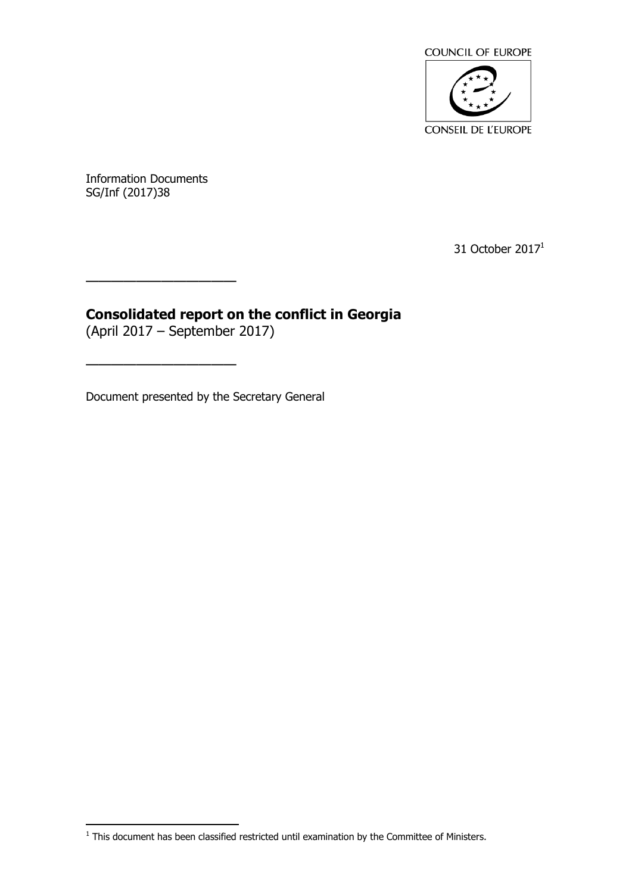COUNCIL OF EUROPE

CONSEIL DE L'EUROPE

Information Documents
SG/Inf (2017)38

31 October 2017[1]

---

# Consolidated report on the conflict in Georgia

(April 2017 – September 2017)

---

Document presented by the Secretary General

[1] This document has been classified restricted until examination by the Committee of Ministers.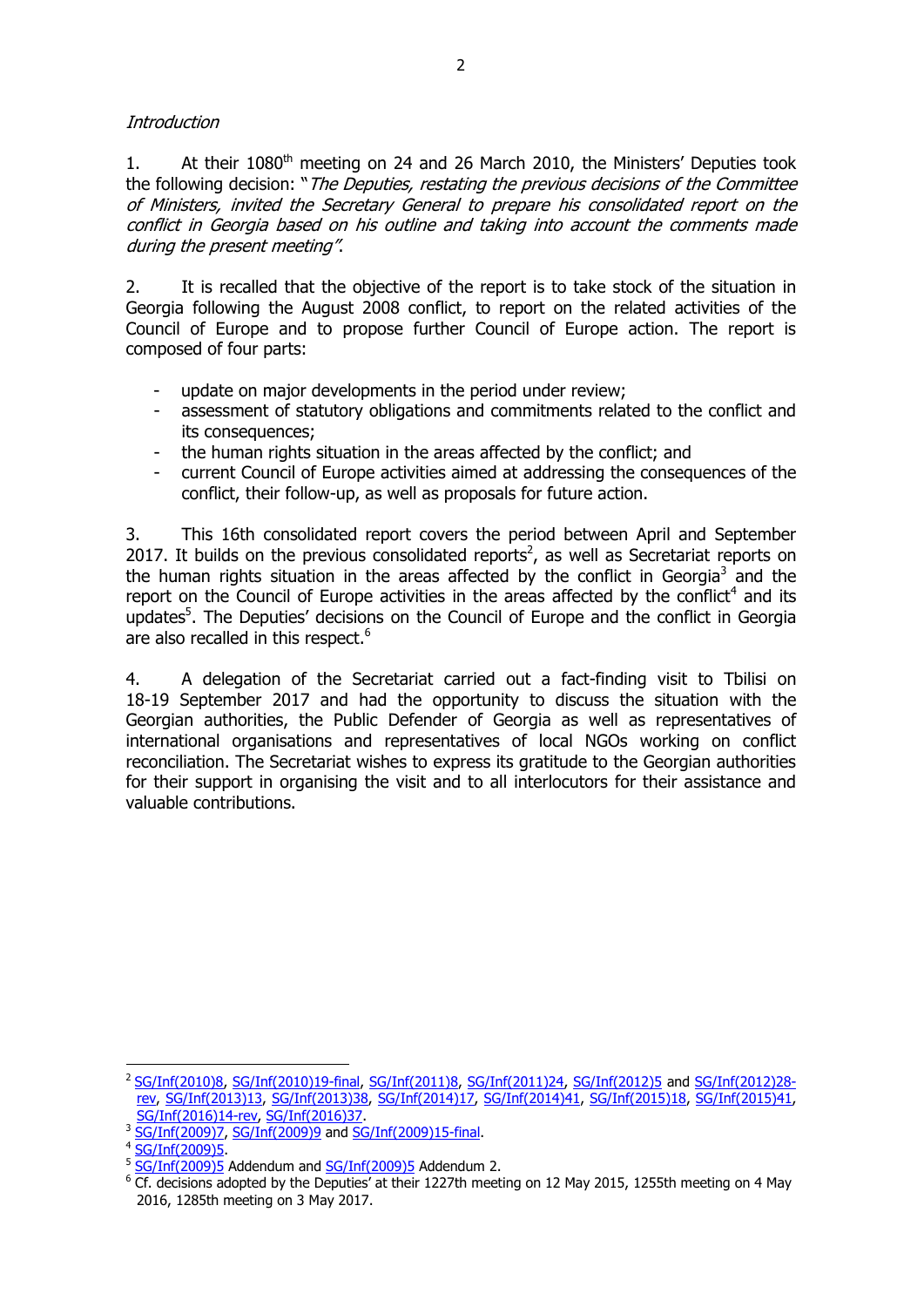*Introduction*

1. At their 1080th meeting on 24 and 26 March 2010, the Ministers' Deputies took the following decision: "*The Deputies, restating the previous decisions of the Committee of Ministers, invited the Secretary General to prepare his consolidated report on the conflict in Georgia based on his outline and taking into account the comments made during the present meeting*".

2. It is recalled that the objective of the report is to take stock of the situation in Georgia following the August 2008 conflict, to report on the related activities of the Council of Europe and to propose further Council of Europe action. The report is composed of four parts:

- update on major developments in the period under review;
- assessment of statutory obligations and commitments related to the conflict and its consequences;
- the human rights situation in the areas affected by the conflict; and
- current Council of Europe activities aimed at addressing the consequences of the conflict, their follow-up, as well as proposals for future action.

3. This 16th consolidated report covers the period between April and September 2017. It builds on the previous consolidated reports[2], as well as Secretariat reports on the human rights situation in the areas affected by the conflict in Georgia[3] and the report on the Council of Europe activities in the areas affected by the conflict[4] and its updates[5]. The Deputies' decisions on the Council of Europe and the conflict in Georgia are also recalled in this respect.[6]

4. A delegation of the Secretariat carried out a fact-finding visit to Tbilisi on 18-19 September 2017 and had the opportunity to discuss the situation with the Georgian authorities, the Public Defender of Georgia as well as representatives of international organisations and representatives of local NGOs working on conflict reconciliation. The Secretariat wishes to express its gratitude to the Georgian authorities for their support in organising the visit and to all interlocutors for their assistance and valuable contributions.

---

[2] SG/Inf(2010)8, SG/Inf(2010)19-final, SG/Inf(2011)8, SG/Inf(2011)24, SG/Inf(2012)5 and SG/Inf(2012)28-rev, SG/Inf(2013)13, SG/Inf(2013)38, SG/Inf(2014)17, SG/Inf(2014)41, SG/Inf(2015)18, SG/Inf(2015)41, SG/Inf(2016)14-rev, SG/Inf(2016)37.

[3] SG/Inf(2009)7, SG/Inf(2009)9 and SG/Inf(2009)15-final.

[4] SG/Inf(2009)5.

[5] SG/Inf(2009)5 Addendum and SG/Inf(2009)5 Addendum 2.

[6] Cf. decisions adopted by the Deputies' at their 1227th meeting on 12 May 2015, 1255th meeting on 4 May 2016, 1285th meeting on 3 May 2017.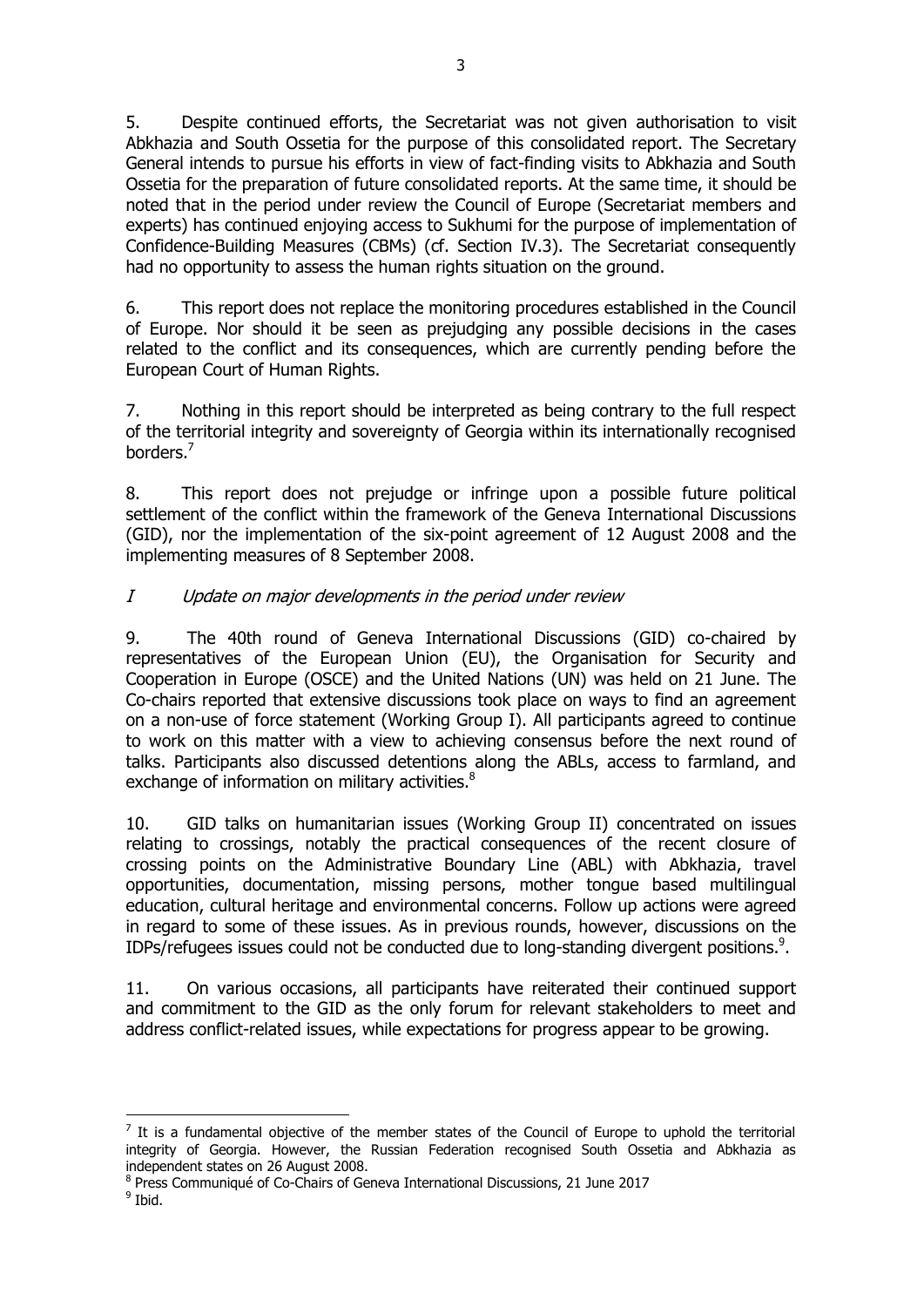5. Despite continued efforts, the Secretariat was not given authorisation to visit Abkhazia and South Ossetia for the purpose of this consolidated report. The Secretary General intends to pursue his efforts in view of fact-finding visits to Abkhazia and South Ossetia for the preparation of future consolidated reports. At the same time, it should be noted that in the period under review the Council of Europe (Secretariat members and experts) has continued enjoying access to Sukhumi for the purpose of implementation of Confidence-Building Measures (CBMs) (cf. Section IV.3). The Secretariat consequently had no opportunity to assess the human rights situation on the ground.

6. This report does not replace the monitoring procedures established in the Council of Europe. Nor should it be seen as prejudging any possible decisions in the cases related to the conflict and its consequences, which are currently pending before the European Court of Human Rights.

7. Nothing in this report should be interpreted as being contrary to the full respect of the territorial integrity and sovereignty of Georgia within its internationally recognised borders.[7]

8. This report does not prejudge or infringe upon a possible future political settlement of the conflict within the framework of the Geneva International Discussions (GID), nor the implementation of the six-point agreement of 12 August 2008 and the implementing measures of 8 September 2008.

## *I Update on major developments in the period under review*

9. The 40th round of Geneva International Discussions (GID) co-chaired by representatives of the European Union (EU), the Organisation for Security and Cooperation in Europe (OSCE) and the United Nations (UN) was held on 21 June. The Co-chairs reported that extensive discussions took place on ways to find an agreement on a non-use of force statement (Working Group I). All participants agreed to continue to work on this matter with a view to achieving consensus before the next round of talks. Participants also discussed detentions along the ABLs, access to farmland, and exchange of information on military activities.[8]

10. GID talks on humanitarian issues (Working Group II) concentrated on issues relating to crossings, notably the practical consequences of the recent closure of crossing points on the Administrative Boundary Line (ABL) with Abkhazia, travel opportunities, documentation, missing persons, mother tongue based multilingual education, cultural heritage and environmental concerns. Follow up actions were agreed in regard to some of these issues. As in previous rounds, however, discussions on the IDPs/refugees issues could not be conducted due to long-standing divergent positions.[9].

11. On various occasions, all participants have reiterated their continued support and commitment to the GID as the only forum for relevant stakeholders to meet and address conflict-related issues, while expectations for progress appear to be growing.

---

[7] It is a fundamental objective of the member states of the Council of Europe to uphold the territorial integrity of Georgia. However, the Russian Federation recognised South Ossetia and Abkhazia as independent states on 26 August 2008.

[8] Press Communiqué of Co-Chairs of Geneva International Discussions, 21 June 2017

[9] Ibid.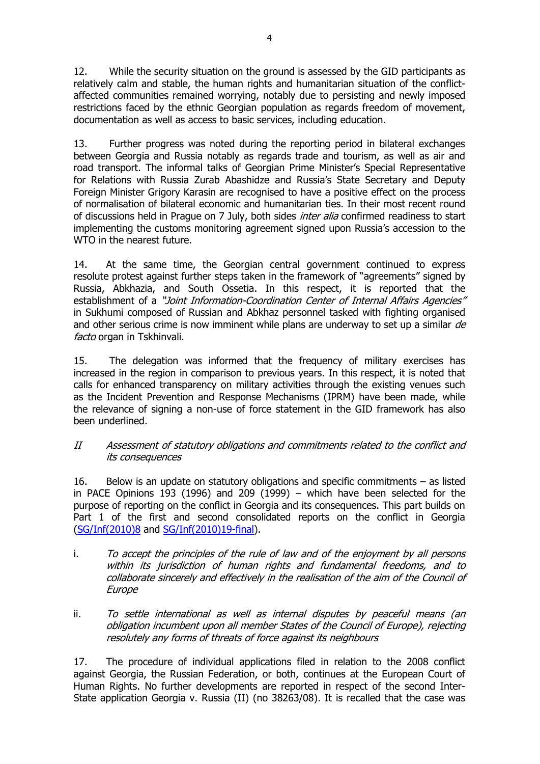12. While the security situation on the ground is assessed by the GID participants as relatively calm and stable, the human rights and humanitarian situation of the conflict-affected communities remained worrying, notably due to persisting and newly imposed restrictions faced by the ethnic Georgian population as regards freedom of movement, documentation as well as access to basic services, including education.

13. Further progress was noted during the reporting period in bilateral exchanges between Georgia and Russia notably as regards trade and tourism, as well as air and road transport. The informal talks of Georgian Prime Minister's Special Representative for Relations with Russia Zurab Abashidze and Russia's State Secretary and Deputy Foreign Minister Grigory Karasin are recognised to have a positive effect on the process of normalisation of bilateral economic and humanitarian ties. In their most recent round of discussions held in Prague on 7 July, both sides *inter alia* confirmed readiness to start implementing the customs monitoring agreement signed upon Russia's accession to the WTO in the nearest future.

14. At the same time, the Georgian central government continued to express resolute protest against further steps taken in the framework of "agreements" signed by Russia, Abkhazia, and South Ossetia. In this respect, it is reported that the establishment of a *"Joint Information-Coordination Center of Internal Affairs Agencies"* in Sukhumi composed of Russian and Abkhaz personnel tasked with fighting organised and other serious crime is now imminent while plans are underway to set up a similar *de facto* organ in Tskhinvali.

15. The delegation was informed that the frequency of military exercises has increased in the region in comparison to previous years. In this respect, it is noted that calls for enhanced transparency on military activities through the existing venues such as the Incident Prevention and Response Mechanisms (IPRM) have been made, while the relevance of signing a non-use of force statement in the GID framework has also been underlined.

## *II Assessment of statutory obligations and commitments related to the conflict and its consequences*

16. Below is an update on statutory obligations and specific commitments – as listed in PACE Opinions 193 (1996) and 209 (1999) – which have been selected for the purpose of reporting on the conflict in Georgia and its consequences. This part builds on Part 1 of the first and second consolidated reports on the conflict in Georgia (SG/Inf(2010)8 and SG/Inf(2010)19-final).

i. *To accept the principles of the rule of law and of the enjoyment by all persons within its jurisdiction of human rights and fundamental freedoms, and to collaborate sincerely and effectively in the realisation of the aim of the Council of Europe*

ii. *To settle international as well as internal disputes by peaceful means (an obligation incumbent upon all member States of the Council of Europe), rejecting resolutely any forms of threats of force against its neighbours*

17. The procedure of individual applications filed in relation to the 2008 conflict against Georgia, the Russian Federation, or both, continues at the European Court of Human Rights. No further developments are reported in respect of the second Inter-State application Georgia v. Russia (II) (no 38263/08). It is recalled that the case was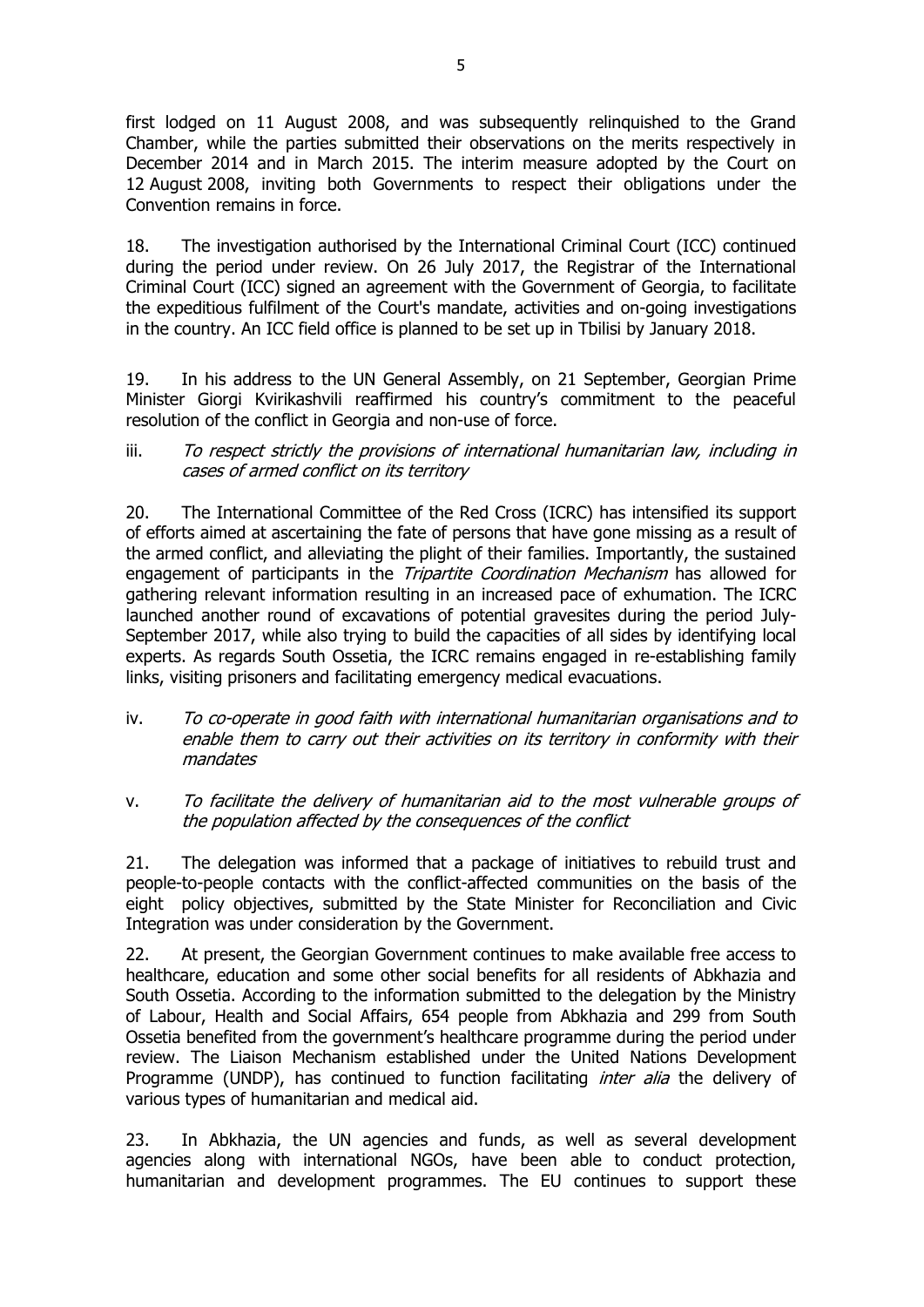first lodged on 11 August 2008, and was subsequently relinquished to the Grand Chamber, while the parties submitted their observations on the merits respectively in December 2014 and in March 2015. The interim measure adopted by the Court on 12 August 2008, inviting both Governments to respect their obligations under the Convention remains in force.

18. The investigation authorised by the International Criminal Court (ICC) continued during the period under review. On 26 July 2017, the Registrar of the International Criminal Court (ICC) signed an agreement with the Government of Georgia, to facilitate the expeditious fulfilment of the Court's mandate, activities and on-going investigations in the country. An ICC field office is planned to be set up in Tbilisi by January 2018.

19. In his address to the UN General Assembly, on 21 September, Georgian Prime Minister Giorgi Kvirikashvili reaffirmed his country's commitment to the peaceful resolution of the conflict in Georgia and non-use of force.

iii. *To respect strictly the provisions of international humanitarian law, including in cases of armed conflict on its territory*

20. The International Committee of the Red Cross (ICRC) has intensified its support of efforts aimed at ascertaining the fate of persons that have gone missing as a result of the armed conflict, and alleviating the plight of their families. Importantly, the sustained engagement of participants in the *Tripartite Coordination Mechanism* has allowed for gathering relevant information resulting in an increased pace of exhumation. The ICRC launched another round of excavations of potential gravesites during the period July-September 2017, while also trying to build the capacities of all sides by identifying local experts. As regards South Ossetia, the ICRC remains engaged in re-establishing family links, visiting prisoners and facilitating emergency medical evacuations.

iv. *To co-operate in good faith with international humanitarian organisations and to enable them to carry out their activities on its territory in conformity with their mandates*

v. *To facilitate the delivery of humanitarian aid to the most vulnerable groups of the population affected by the consequences of the conflict*

21. The delegation was informed that a package of initiatives to rebuild trust and people-to-people contacts with the conflict-affected communities on the basis of the eight policy objectives, submitted by the State Minister for Reconciliation and Civic Integration was under consideration by the Government.

22. At present, the Georgian Government continues to make available free access to healthcare, education and some other social benefits for all residents of Abkhazia and South Ossetia. According to the information submitted to the delegation by the Ministry of Labour, Health and Social Affairs, 654 people from Abkhazia and 299 from South Ossetia benefited from the government's healthcare programme during the period under review. The Liaison Mechanism established under the United Nations Development Programme (UNDP), has continued to function facilitating *inter alia* the delivery of various types of humanitarian and medical aid.

23. In Abkhazia, the UN agencies and funds, as well as several development agencies along with international NGOs, have been able to conduct protection, humanitarian and development programmes. The EU continues to support these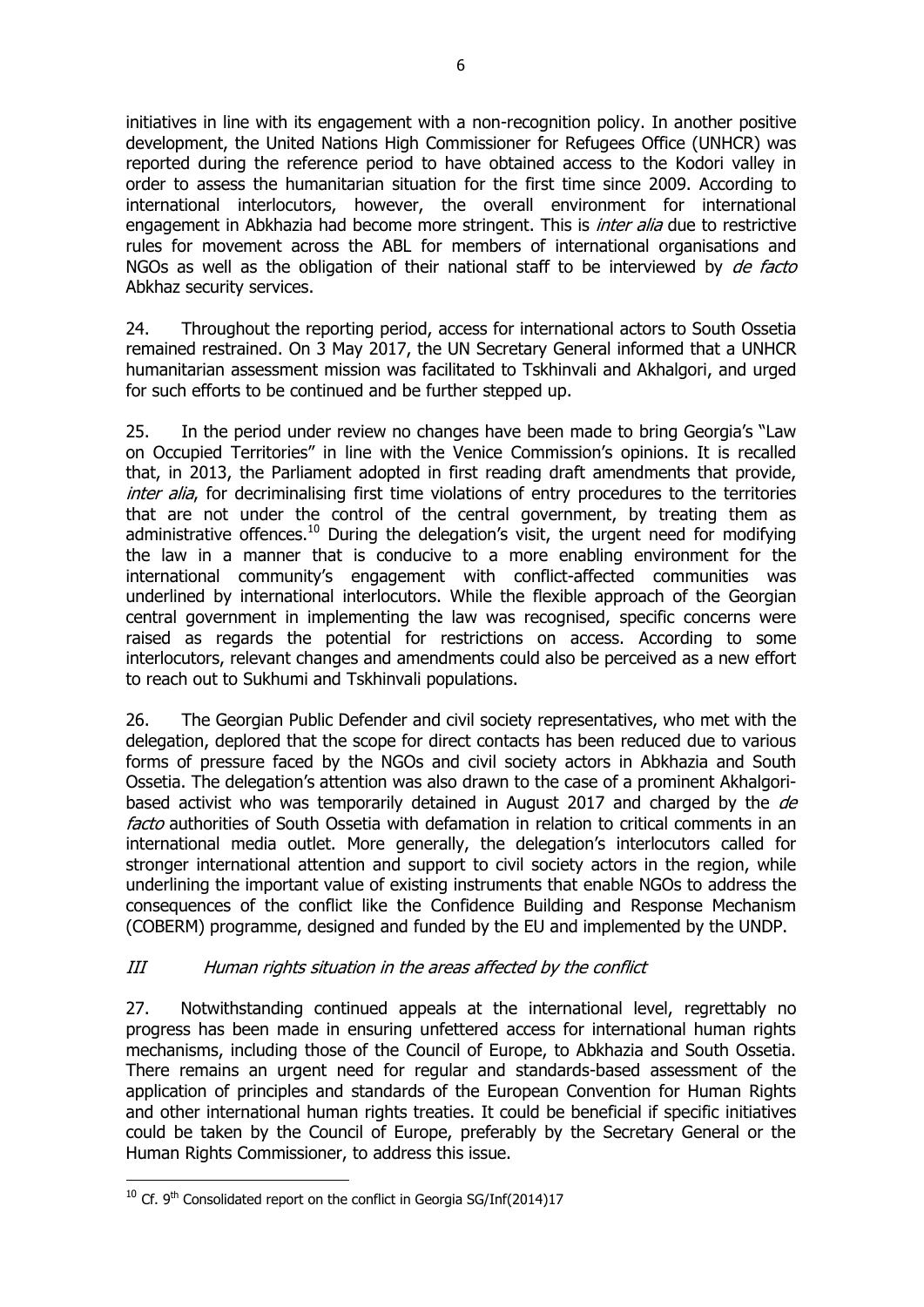initiatives in line with its engagement with a non-recognition policy. In another positive development, the United Nations High Commissioner for Refugees Office (UNHCR) was reported during the reference period to have obtained access to the Kodori valley in order to assess the humanitarian situation for the first time since 2009. According to international interlocutors, however, the overall environment for international engagement in Abkhazia had become more stringent. This is *inter alia* due to restrictive rules for movement across the ABL for members of international organisations and NGOs as well as the obligation of their national staff to be interviewed by *de facto* Abkhaz security services.

24. Throughout the reporting period, access for international actors to South Ossetia remained restrained. On 3 May 2017, the UN Secretary General informed that a UNHCR humanitarian assessment mission was facilitated to Tskhinvali and Akhalgori, and urged for such efforts to be continued and be further stepped up.

25. In the period under review no changes have been made to bring Georgia's "Law on Occupied Territories" in line with the Venice Commission's opinions. It is recalled that, in 2013, the Parliament adopted in first reading draft amendments that provide, *inter alia*, for decriminalising first time violations of entry procedures to the territories that are not under the control of the central government, by treating them as administrative offences.[10] During the delegation's visit, the urgent need for modifying the law in a manner that is conducive to a more enabling environment for the international community's engagement with conflict-affected communities was underlined by international interlocutors. While the flexible approach of the Georgian central government in implementing the law was recognised, specific concerns were raised as regards the potential for restrictions on access. According to some interlocutors, relevant changes and amendments could also be perceived as a new effort to reach out to Sukhumi and Tskhinvali populations.

26. The Georgian Public Defender and civil society representatives, who met with the delegation, deplored that the scope for direct contacts has been reduced due to various forms of pressure faced by the NGOs and civil society actors in Abkhazia and South Ossetia. The delegation's attention was also drawn to the case of a prominent Akhalgori-based activist who was temporarily detained in August 2017 and charged by the *de facto* authorities of South Ossetia with defamation in relation to critical comments in an international media outlet. More generally, the delegation's interlocutors called for stronger international attention and support to civil society actors in the region, while underlining the important value of existing instruments that enable NGOs to address the consequences of the conflict like the Confidence Building and Response Mechanism (COBERM) programme, designed and funded by the EU and implemented by the UNDP.

## *III Human rights situation in the areas affected by the conflict*

27. Notwithstanding continued appeals at the international level, regrettably no progress has been made in ensuring unfettered access for international human rights mechanisms, including those of the Council of Europe, to Abkhazia and South Ossetia. There remains an urgent need for regular and standards-based assessment of the application of principles and standards of the European Convention for Human Rights and other international human rights treaties. It could be beneficial if specific initiatives could be taken by the Council of Europe, preferably by the Secretary General or the Human Rights Commissioner, to address this issue.

---

[10] Cf. 9th Consolidated report on the conflict in Georgia SG/Inf(2014)17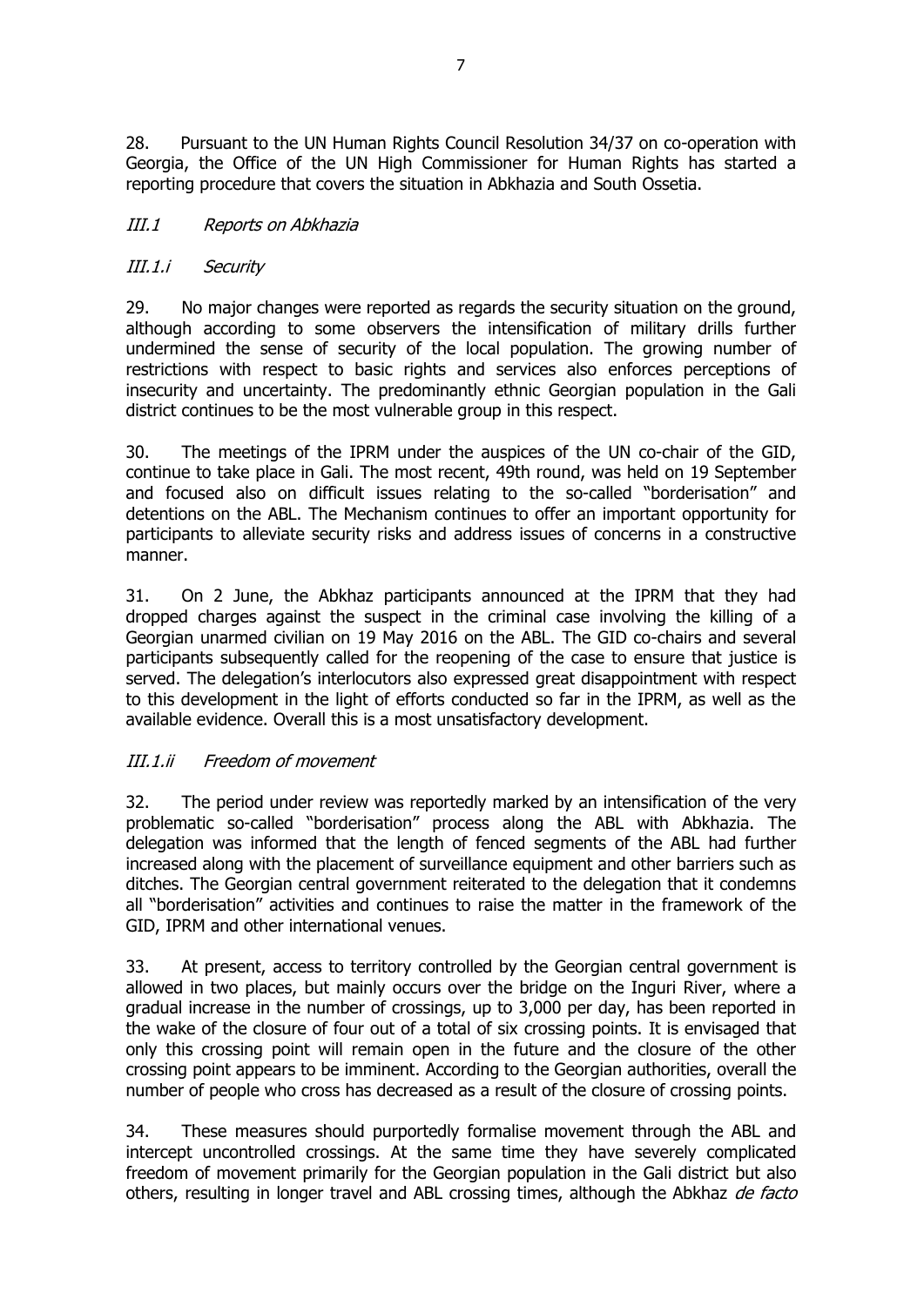28. Pursuant to the UN Human Rights Council Resolution 34/37 on co-operation with Georgia, the Office of the UN High Commissioner for Human Rights has started a reporting procedure that covers the situation in Abkhazia and South Ossetia.

### *III.1 Reports on Abkhazia*

#### *III.1.i Security*

29. No major changes were reported as regards the security situation on the ground, although according to some observers the intensification of military drills further undermined the sense of security of the local population. The growing number of restrictions with respect to basic rights and services also enforces perceptions of insecurity and uncertainty. The predominantly ethnic Georgian population in the Gali district continues to be the most vulnerable group in this respect.

30. The meetings of the IPRM under the auspices of the UN co-chair of the GID, continue to take place in Gali. The most recent, 49th round, was held on 19 September and focused also on difficult issues relating to the so-called "borderisation" and detentions on the ABL. The Mechanism continues to offer an important opportunity for participants to alleviate security risks and address issues of concerns in a constructive manner.

31. On 2 June, the Abkhaz participants announced at the IPRM that they had dropped charges against the suspect in the criminal case involving the killing of a Georgian unarmed civilian on 19 May 2016 on the ABL. The GID co-chairs and several participants subsequently called for the reopening of the case to ensure that justice is served. The delegation's interlocutors also expressed great disappointment with respect to this development in the light of efforts conducted so far in the IPRM, as well as the available evidence. Overall this is a most unsatisfactory development.

#### *III.1.ii Freedom of movement*

32. The period under review was reportedly marked by an intensification of the very problematic so-called "borderisation" process along the ABL with Abkhazia. The delegation was informed that the length of fenced segments of the ABL had further increased along with the placement of surveillance equipment and other barriers such as ditches. The Georgian central government reiterated to the delegation that it condemns all "borderisation" activities and continues to raise the matter in the framework of the GID, IPRM and other international venues.

33. At present, access to territory controlled by the Georgian central government is allowed in two places, but mainly occurs over the bridge on the Inguri River, where a gradual increase in the number of crossings, up to 3,000 per day, has been reported in the wake of the closure of four out of a total of six crossing points. It is envisaged that only this crossing point will remain open in the future and the closure of the other crossing point appears to be imminent. According to the Georgian authorities, overall the number of people who cross has decreased as a result of the closure of crossing points.

34. These measures should purportedly formalise movement through the ABL and intercept uncontrolled crossings. At the same time they have severely complicated freedom of movement primarily for the Georgian population in the Gali district but also others, resulting in longer travel and ABL crossing times, although the Abkhaz *de facto*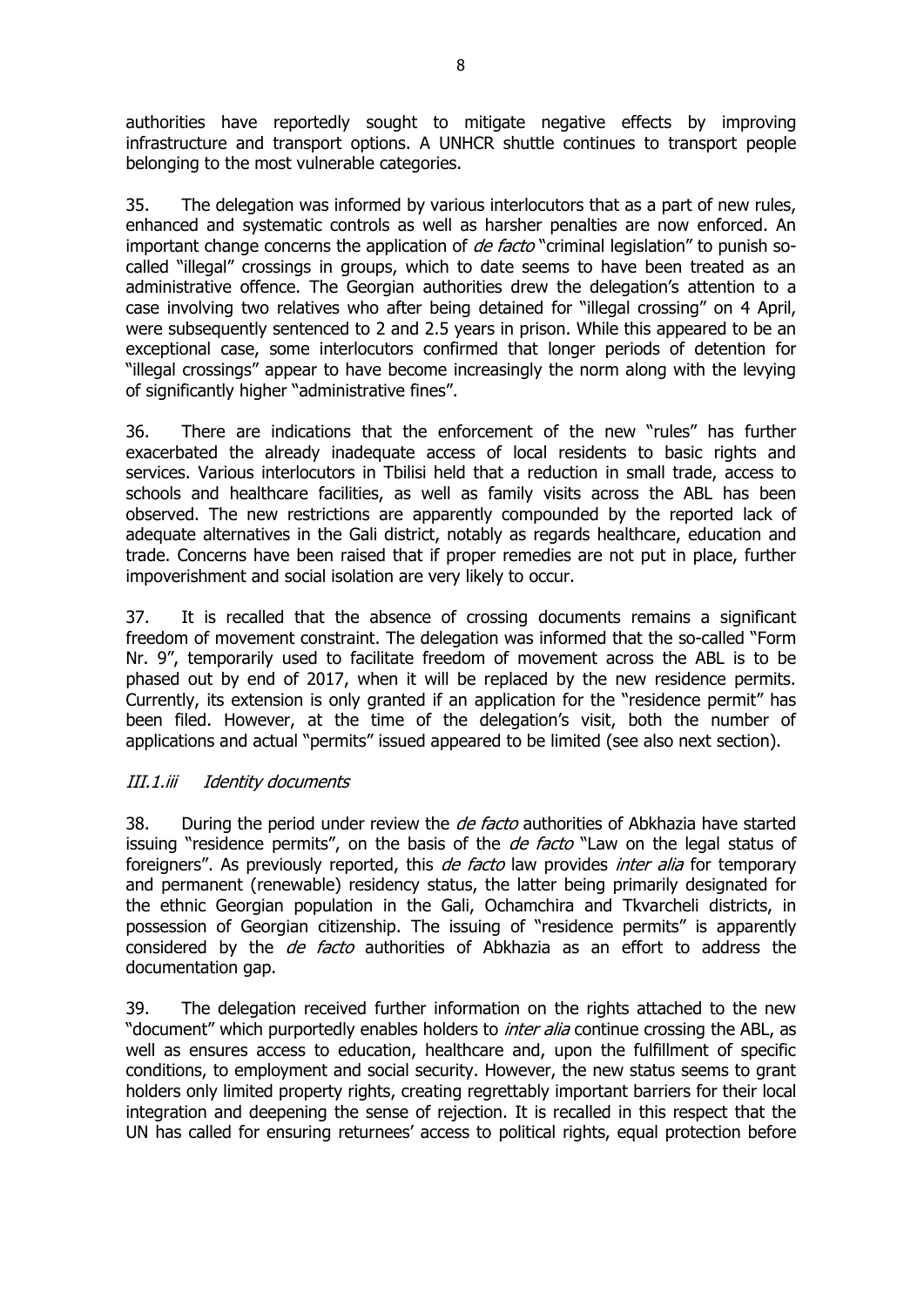authorities have reportedly sought to mitigate negative effects by improving infrastructure and transport options. A UNHCR shuttle continues to transport people belonging to the most vulnerable categories.

35. The delegation was informed by various interlocutors that as a part of new rules, enhanced and systematic controls as well as harsher penalties are now enforced. An important change concerns the application of *de facto* "criminal legislation" to punish so-called "illegal" crossings in groups, which to date seems to have been treated as an administrative offence. The Georgian authorities drew the delegation's attention to a case involving two relatives who after being detained for "illegal crossing" on 4 April, were subsequently sentenced to 2 and 2.5 years in prison. While this appeared to be an exceptional case, some interlocutors confirmed that longer periods of detention for "illegal crossings" appear to have become increasingly the norm along with the levying of significantly higher "administrative fines".

36. There are indications that the enforcement of the new "rules" has further exacerbated the already inadequate access of local residents to basic rights and services. Various interlocutors in Tbilisi held that a reduction in small trade, access to schools and healthcare facilities, as well as family visits across the ABL has been observed. The new restrictions are apparently compounded by the reported lack of adequate alternatives in the Gali district, notably as regards healthcare, education and trade. Concerns have been raised that if proper remedies are not put in place, further impoverishment and social isolation are very likely to occur.

37. It is recalled that the absence of crossing documents remains a significant freedom of movement constraint. The delegation was informed that the so-called "Form Nr. 9", temporarily used to facilitate freedom of movement across the ABL is to be phased out by end of 2017, when it will be replaced by the new residence permits. Currently, its extension is only granted if an application for the "residence permit" has been filed. However, at the time of the delegation's visit, both the number of applications and actual "permits" issued appeared to be limited (see also next section).

### *III.1.iii Identity documents*

38. During the period under review the *de facto* authorities of Abkhazia have started issuing "residence permits", on the basis of the *de facto* "Law on the legal status of foreigners". As previously reported, this *de facto* law provides *inter alia* for temporary and permanent (renewable) residency status, the latter being primarily designated for the ethnic Georgian population in the Gali, Ochamchira and Tkvarcheli districts, in possession of Georgian citizenship. The issuing of "residence permits" is apparently considered by the *de facto* authorities of Abkhazia as an effort to address the documentation gap.

39. The delegation received further information on the rights attached to the new "document" which purportedly enables holders to *inter alia* continue crossing the ABL, as well as ensures access to education, healthcare and, upon the fulfillment of specific conditions, to employment and social security. However, the new status seems to grant holders only limited property rights, creating regrettably important barriers for their local integration and deepening the sense of rejection. It is recalled in this respect that the UN has called for ensuring returnees' access to political rights, equal protection before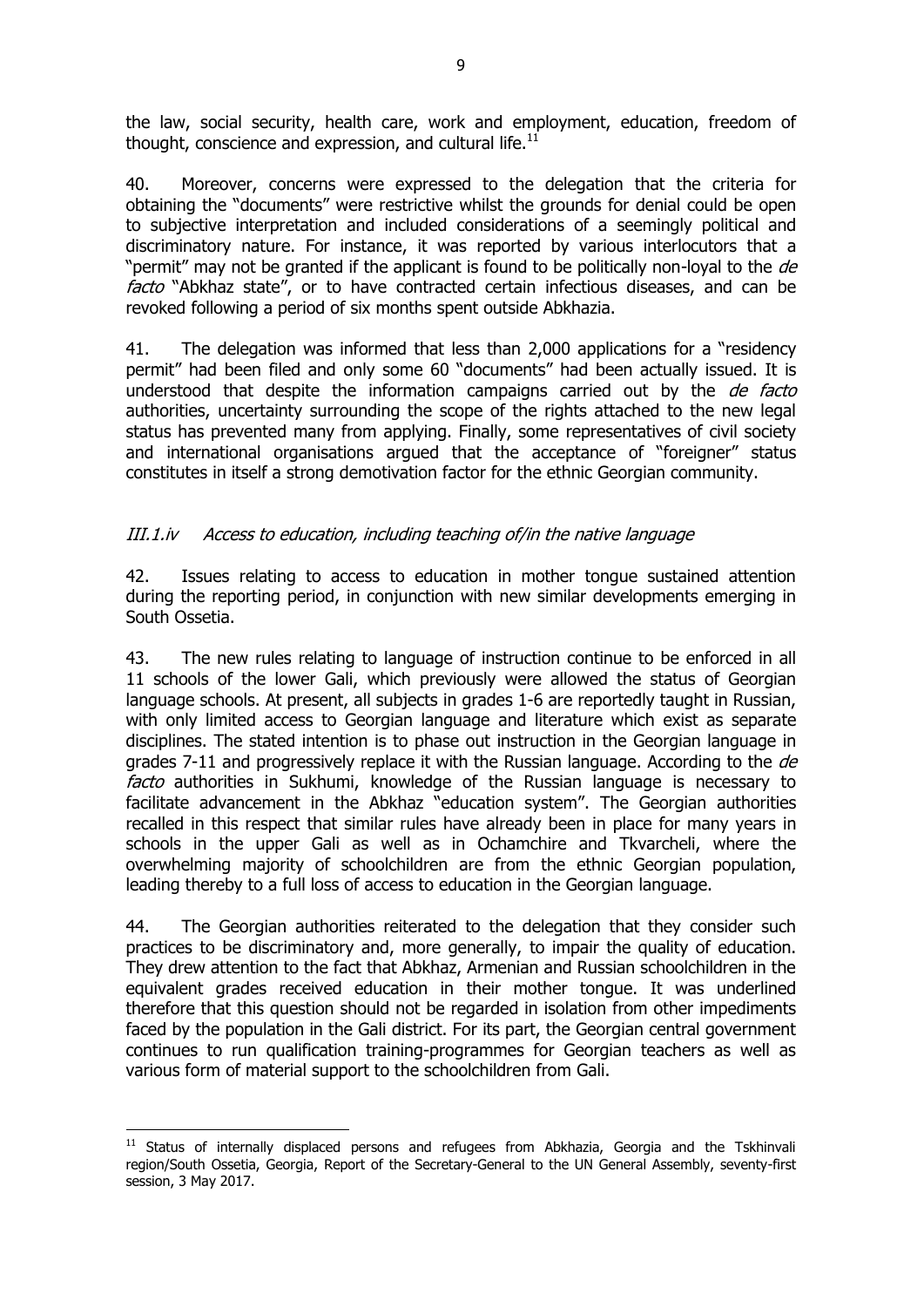the law, social security, health care, work and employment, education, freedom of thought, conscience and expression, and cultural life.[11]

40. Moreover, concerns were expressed to the delegation that the criteria for obtaining the "documents" were restrictive whilst the grounds for denial could be open to subjective interpretation and included considerations of a seemingly political and discriminatory nature. For instance, it was reported by various interlocutors that a "permit" may not be granted if the applicant is found to be politically non-loyal to the *de facto* "Abkhaz state", or to have contracted certain infectious diseases, and can be revoked following a period of six months spent outside Abkhazia.

41. The delegation was informed that less than 2,000 applications for a "residency permit" had been filed and only some 60 "documents" had been actually issued. It is understood that despite the information campaigns carried out by the *de facto* authorities, uncertainty surrounding the scope of the rights attached to the new legal status has prevented many from applying. Finally, some representatives of civil society and international organisations argued that the acceptance of "foreigner" status constitutes in itself a strong demotivation factor for the ethnic Georgian community.

### *III.1.iv Access to education, including teaching of/in the native language*

42. Issues relating to access to education in mother tongue sustained attention during the reporting period, in conjunction with new similar developments emerging in South Ossetia.

43. The new rules relating to language of instruction continue to be enforced in all 11 schools of the lower Gali, which previously were allowed the status of Georgian language schools. At present, all subjects in grades 1-6 are reportedly taught in Russian, with only limited access to Georgian language and literature which exist as separate disciplines. The stated intention is to phase out instruction in the Georgian language in grades 7-11 and progressively replace it with the Russian language. According to the *de facto* authorities in Sukhumi, knowledge of the Russian language is necessary to facilitate advancement in the Abkhaz "education system". The Georgian authorities recalled in this respect that similar rules have already been in place for many years in schools in the upper Gali as well as in Ochamchire and Tkvarcheli, where the overwhelming majority of schoolchildren are from the ethnic Georgian population, leading thereby to a full loss of access to education in the Georgian language.

44. The Georgian authorities reiterated to the delegation that they consider such practices to be discriminatory and, more generally, to impair the quality of education. They drew attention to the fact that Abkhaz, Armenian and Russian schoolchildren in the equivalent grades received education in their mother tongue. It was underlined therefore that this question should not be regarded in isolation from other impediments faced by the population in the Gali district. For its part, the Georgian central government continues to run qualification training-programmes for Georgian teachers as well as various form of material support to the schoolchildren from Gali.

[11] Status of internally displaced persons and refugees from Abkhazia, Georgia and the Tskhinvali region/South Ossetia, Georgia, Report of the Secretary-General to the UN General Assembly, seventy-first session, 3 May 2017.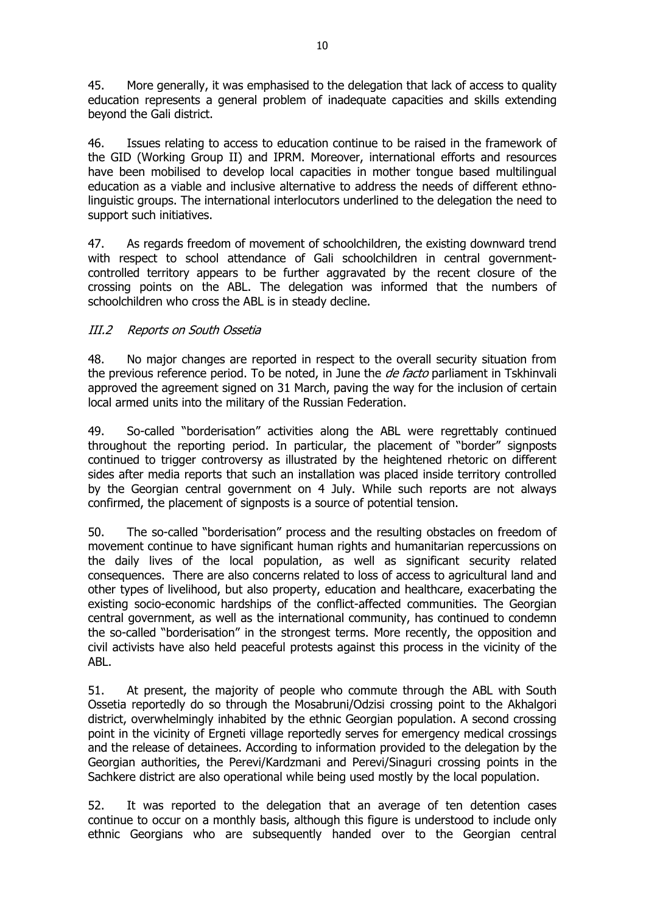45. More generally, it was emphasised to the delegation that lack of access to quality education represents a general problem of inadequate capacities and skills extending beyond the Gali district.

46. Issues relating to access to education continue to be raised in the framework of the GID (Working Group II) and IPRM. Moreover, international efforts and resources have been mobilised to develop local capacities in mother tongue based multilingual education as a viable and inclusive alternative to address the needs of different ethno-linguistic groups. The international interlocutors underlined to the delegation the need to support such initiatives.

47. As regards freedom of movement of schoolchildren, the existing downward trend with respect to school attendance of Gali schoolchildren in central government-controlled territory appears to be further aggravated by the recent closure of the crossing points on the ABL. The delegation was informed that the numbers of schoolchildren who cross the ABL is in steady decline.

### *III.2 Reports on South Ossetia*

48. No major changes are reported in respect to the overall security situation from the previous reference period. To be noted, in June the *de facto* parliament in Tskhinvali approved the agreement signed on 31 March, paving the way for the inclusion of certain local armed units into the military of the Russian Federation.

49. So-called "borderisation" activities along the ABL were regrettably continued throughout the reporting period. In particular, the placement of "border" signposts continued to trigger controversy as illustrated by the heightened rhetoric on different sides after media reports that such an installation was placed inside territory controlled by the Georgian central government on 4 July. While such reports are not always confirmed, the placement of signposts is a source of potential tension.

50. The so-called "borderisation" process and the resulting obstacles on freedom of movement continue to have significant human rights and humanitarian repercussions on the daily lives of the local population, as well as significant security related consequences. There are also concerns related to loss of access to agricultural land and other types of livelihood, but also property, education and healthcare, exacerbating the existing socio-economic hardships of the conflict-affected communities. The Georgian central government, as well as the international community, has continued to condemn the so-called "borderisation" in the strongest terms. More recently, the opposition and civil activists have also held peaceful protests against this process in the vicinity of the ABL.

51. At present, the majority of people who commute through the ABL with South Ossetia reportedly do so through the Mosabruni/Odzisi crossing point to the Akhalgori district, overwhelmingly inhabited by the ethnic Georgian population. A second crossing point in the vicinity of Ergneti village reportedly serves for emergency medical crossings and the release of detainees. According to information provided to the delegation by the Georgian authorities, the Perevi/Kardzmani and Perevi/Sinaguri crossing points in the Sachkere district are also operational while being used mostly by the local population.

52. It was reported to the delegation that an average of ten detention cases continue to occur on a monthly basis, although this figure is understood to include only ethnic Georgians who are subsequently handed over to the Georgian central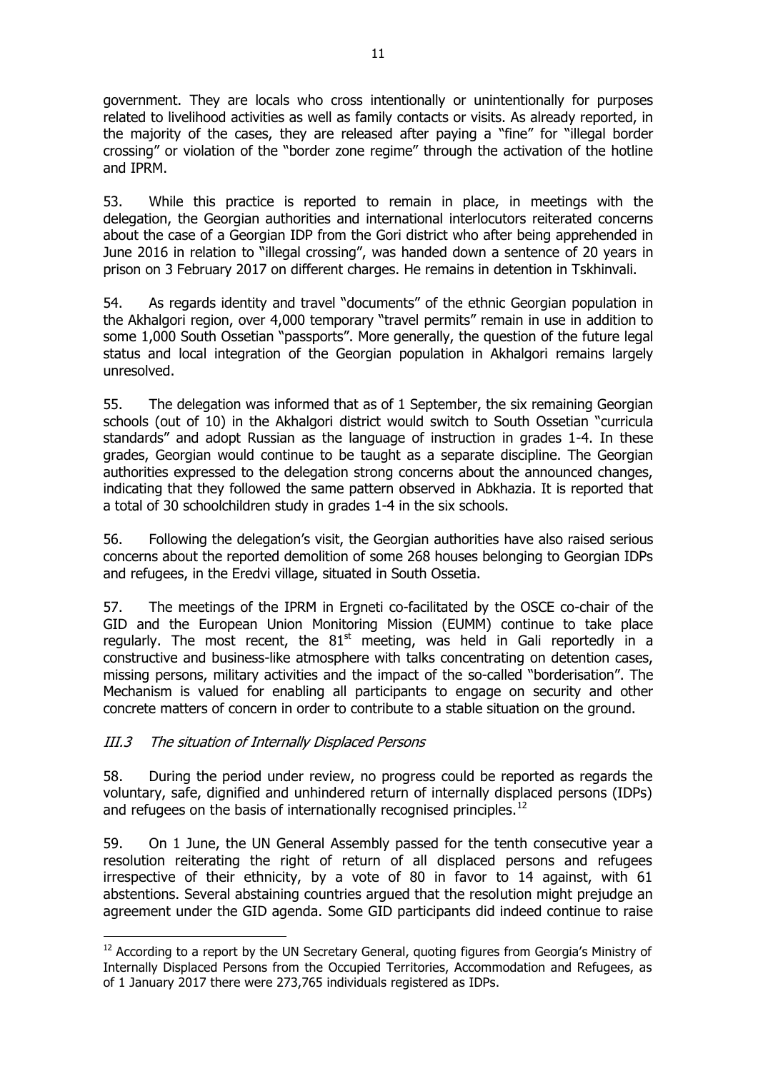government. They are locals who cross intentionally or unintentionally for purposes related to livelihood activities as well as family contacts or visits. As already reported, in the majority of the cases, they are released after paying a "fine" for "illegal border crossing" or violation of the "border zone regime" through the activation of the hotline and IPRM.

53. While this practice is reported to remain in place, in meetings with the delegation, the Georgian authorities and international interlocutors reiterated concerns about the case of a Georgian IDP from the Gori district who after being apprehended in June 2016 in relation to "illegal crossing", was handed down a sentence of 20 years in prison on 3 February 2017 on different charges. He remains in detention in Tskhinvali.

54. As regards identity and travel "documents" of the ethnic Georgian population in the Akhalgori region, over 4,000 temporary "travel permits" remain in use in addition to some 1,000 South Ossetian "passports". More generally, the question of the future legal status and local integration of the Georgian population in Akhalgori remains largely unresolved.

55. The delegation was informed that as of 1 September, the six remaining Georgian schools (out of 10) in the Akhalgori district would switch to South Ossetian "curricula standards" and adopt Russian as the language of instruction in grades 1-4. In these grades, Georgian would continue to be taught as a separate discipline. The Georgian authorities expressed to the delegation strong concerns about the announced changes, indicating that they followed the same pattern observed in Abkhazia. It is reported that a total of 30 schoolchildren study in grades 1-4 in the six schools.

56. Following the delegation's visit, the Georgian authorities have also raised serious concerns about the reported demolition of some 268 houses belonging to Georgian IDPs and refugees, in the Eredvi village, situated in South Ossetia.

57. The meetings of the IPRM in Ergneti co-facilitated by the OSCE co-chair of the GID and the European Union Monitoring Mission (EUMM) continue to take place regularly. The most recent, the 81st meeting, was held in Gali reportedly in a constructive and business-like atmosphere with talks concentrating on detention cases, missing persons, military activities and the impact of the so-called "borderisation". The Mechanism is valued for enabling all participants to engage on security and other concrete matters of concern in order to contribute to a stable situation on the ground.

### *III.3 The situation of Internally Displaced Persons*

58. During the period under review, no progress could be reported as regards the voluntary, safe, dignified and unhindered return of internally displaced persons (IDPs) and refugees on the basis of internationally recognised principles.[12]

59. On 1 June, the UN General Assembly passed for the tenth consecutive year a resolution reiterating the right of return of all displaced persons and refugees irrespective of their ethnicity, by a vote of 80 in favor to 14 against, with 61 abstentions. Several abstaining countries argued that the resolution might prejudge an agreement under the GID agenda. Some GID participants did indeed continue to raise

---

[12] According to a report by the UN Secretary General, quoting figures from Georgia's Ministry of Internally Displaced Persons from the Occupied Territories, Accommodation and Refugees, as of 1 January 2017 there were 273,765 individuals registered as IDPs.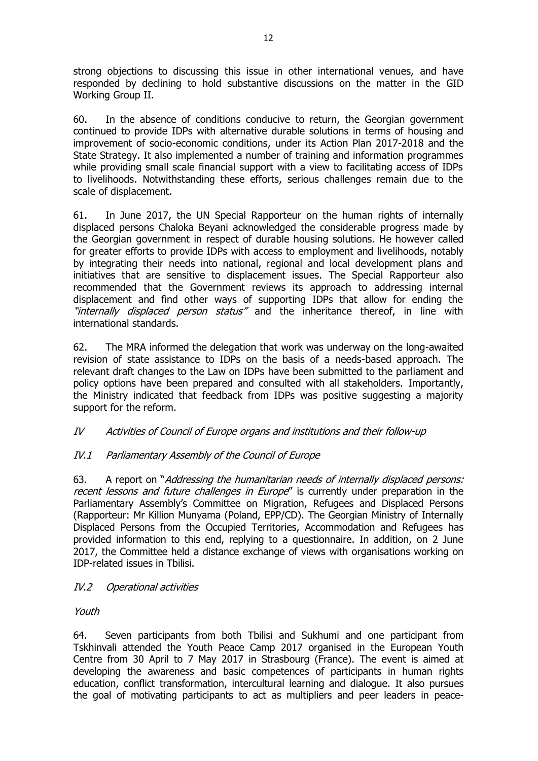strong objections to discussing this issue in other international venues, and have responded by declining to hold substantive discussions on the matter in the GID Working Group II.

60. In the absence of conditions conducive to return, the Georgian government continued to provide IDPs with alternative durable solutions in terms of housing and improvement of socio-economic conditions, under its Action Plan 2017-2018 and the State Strategy. It also implemented a number of training and information programmes while providing small scale financial support with a view to facilitating access of IDPs to livelihoods. Notwithstanding these efforts, serious challenges remain due to the scale of displacement.

61. In June 2017, the UN Special Rapporteur on the human rights of internally displaced persons Chaloka Beyani acknowledged the considerable progress made by the Georgian government in respect of durable housing solutions. He however called for greater efforts to provide IDPs with access to employment and livelihoods, notably by integrating their needs into national, regional and local development plans and initiatives that are sensitive to displacement issues. The Special Rapporteur also recommended that the Government reviews its approach to addressing internal displacement and find other ways of supporting IDPs that allow for ending the *"internally displaced person status"* and the inheritance thereof, in line with international standards.

62. The MRA informed the delegation that work was underway on the long-awaited revision of state assistance to IDPs on the basis of a needs-based approach. The relevant draft changes to the Law on IDPs have been submitted to the parliament and policy options have been prepared and consulted with all stakeholders. Importantly, the Ministry indicated that feedback from IDPs was positive suggesting a majority support for the reform.

## *IV Activities of Council of Europe organs and institutions and their follow-up*

### *IV.1 Parliamentary Assembly of the Council of Europe*

63. A report on "*Addressing the humanitarian needs of internally displaced persons: recent lessons and future challenges in Europe*" is currently under preparation in the Parliamentary Assembly's Committee on Migration, Refugees and Displaced Persons (Rapporteur: Mr Killion Munyama (Poland, EPP/CD). The Georgian Ministry of Internally Displaced Persons from the Occupied Territories, Accommodation and Refugees has provided information to this end, replying to a questionnaire. In addition, on 2 June 2017, the Committee held a distance exchange of views with organisations working on IDP-related issues in Tbilisi.

### *IV.2 Operational activities*

*Youth*

64. Seven participants from both Tbilisi and Sukhumi and one participant from Tskhinvali attended the Youth Peace Camp 2017 organised in the European Youth Centre from 30 April to 7 May 2017 in Strasbourg (France). The event is aimed at developing the awareness and basic competences of participants in human rights education, conflict transformation, intercultural learning and dialogue. It also pursues the goal of motivating participants to act as multipliers and peer leaders in peace-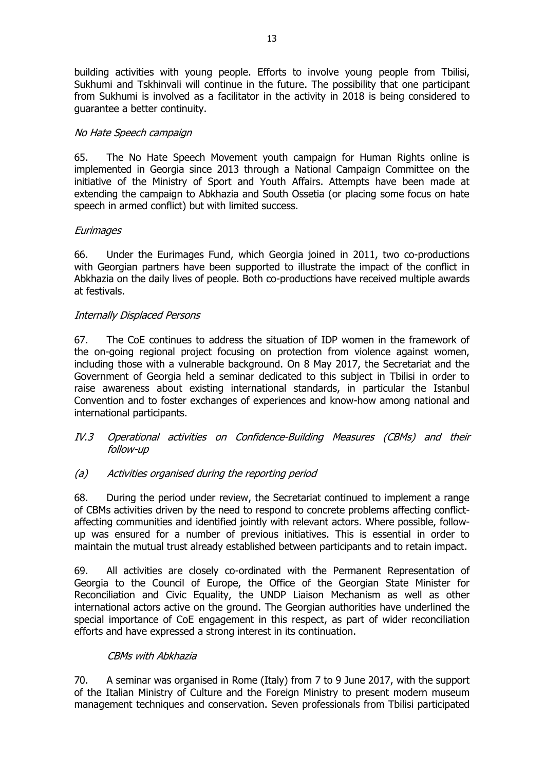building activities with young people. Efforts to involve young people from Tbilisi, Sukhumi and Tskhinvali will continue in the future. The possibility that one participant from Sukhumi is involved as a facilitator in the activity in 2018 is being considered to guarantee a better continuity.

*No Hate Speech campaign*

65. The No Hate Speech Movement youth campaign for Human Rights online is implemented in Georgia since 2013 through a National Campaign Committee on the initiative of the Ministry of Sport and Youth Affairs. Attempts have been made at extending the campaign to Abkhazia and South Ossetia (or placing some focus on hate speech in armed conflict) but with limited success.

*Eurimages*

66. Under the Eurimages Fund, which Georgia joined in 2011, two co-productions with Georgian partners have been supported to illustrate the impact of the conflict in Abkhazia on the daily lives of people. Both co-productions have received multiple awards at festivals.

*Internally Displaced Persons*

67. The CoE continues to address the situation of IDP women in the framework of the on-going regional project focusing on protection from violence against women, including those with a vulnerable background. On 8 May 2017, the Secretariat and the Government of Georgia held a seminar dedicated to this subject in Tbilisi in order to raise awareness about existing international standards, in particular the Istanbul Convention and to foster exchanges of experiences and know-how among national and international participants.

*IV.3 Operational activities on Confidence-Building Measures (CBMs) and their follow-up*

*(a) Activities organised during the reporting period*

68. During the period under review, the Secretariat continued to implement a range of CBMs activities driven by the need to respond to concrete problems affecting conflict-affecting communities and identified jointly with relevant actors. Where possible, follow-up was ensured for a number of previous initiatives. This is essential in order to maintain the mutual trust already established between participants and to retain impact.

69. All activities are closely co-ordinated with the Permanent Representation of Georgia to the Council of Europe, the Office of the Georgian State Minister for Reconciliation and Civic Equality, the UNDP Liaison Mechanism as well as other international actors active on the ground. The Georgian authorities have underlined the special importance of CoE engagement in this respect, as part of wider reconciliation efforts and have expressed a strong interest in its continuation.

*CBMs with Abkhazia*

70. A seminar was organised in Rome (Italy) from 7 to 9 June 2017, with the support of the Italian Ministry of Culture and the Foreign Ministry to present modern museum management techniques and conservation. Seven professionals from Tbilisi participated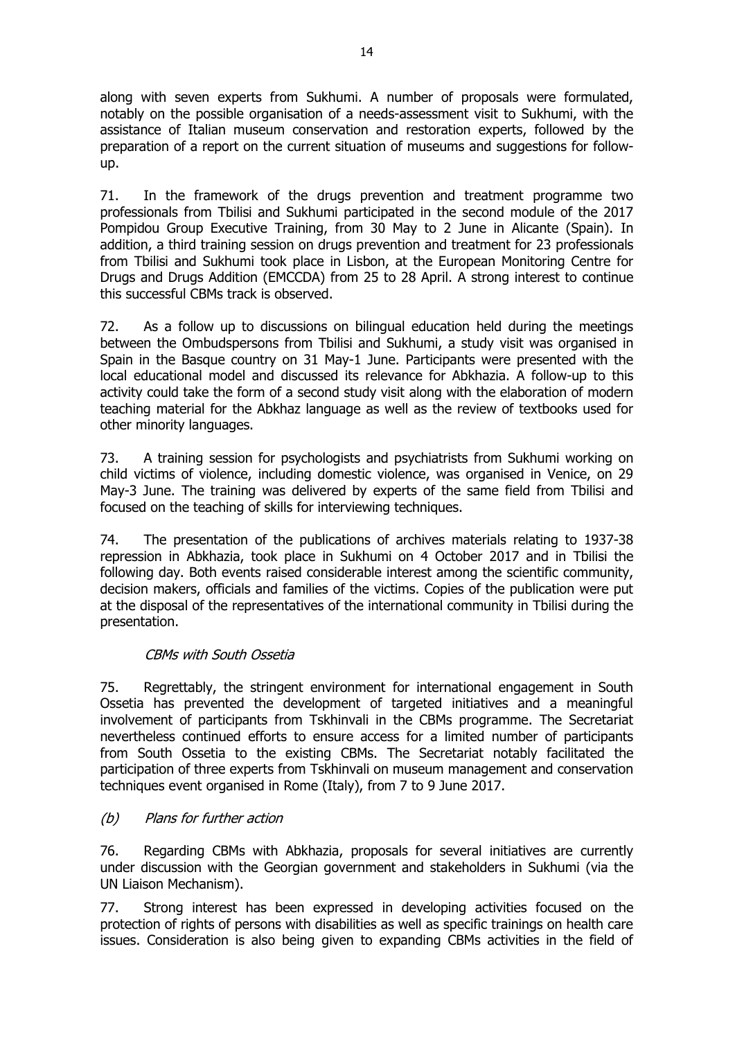along with seven experts from Sukhumi. A number of proposals were formulated, notably on the possible organisation of a needs-assessment visit to Sukhumi, with the assistance of Italian museum conservation and restoration experts, followed by the preparation of a report on the current situation of museums and suggestions for follow-up.

71. In the framework of the drugs prevention and treatment programme two professionals from Tbilisi and Sukhumi participated in the second module of the 2017 Pompidou Group Executive Training, from 30 May to 2 June in Alicante (Spain). In addition, a third training session on drugs prevention and treatment for 23 professionals from Tbilisi and Sukhumi took place in Lisbon, at the European Monitoring Centre for Drugs and Drugs Addition (EMCCDA) from 25 to 28 April. A strong interest to continue this successful CBMs track is observed.

72. As a follow up to discussions on bilingual education held during the meetings between the Ombudspersons from Tbilisi and Sukhumi, a study visit was organised in Spain in the Basque country on 31 May-1 June. Participants were presented with the local educational model and discussed its relevance for Abkhazia. A follow-up to this activity could take the form of a second study visit along with the elaboration of modern teaching material for the Abkhaz language as well as the review of textbooks used for other minority languages.

73. A training session for psychologists and psychiatrists from Sukhumi working on child victims of violence, including domestic violence, was organised in Venice, on 29 May-3 June. The training was delivered by experts of the same field from Tbilisi and focused on the teaching of skills for interviewing techniques.

74. The presentation of the publications of archives materials relating to 1937-38 repression in Abkhazia, took place in Sukhumi on 4 October 2017 and in Tbilisi the following day. Both events raised considerable interest among the scientific community, decision makers, officials and families of the victims. Copies of the publication were put at the disposal of the representatives of the international community in Tbilisi during the presentation.

*CBMs with South Ossetia*

75. Regrettably, the stringent environment for international engagement in South Ossetia has prevented the development of targeted initiatives and a meaningful involvement of participants from Tskhinvali in the CBMs programme. The Secretariat nevertheless continued efforts to ensure access for a limited number of participants from South Ossetia to the existing CBMs. The Secretariat notably facilitated the participation of three experts from Tskhinvali on museum management and conservation techniques event organised in Rome (Italy), from 7 to 9 June 2017.

*(b) Plans for further action*

76. Regarding CBMs with Abkhazia, proposals for several initiatives are currently under discussion with the Georgian government and stakeholders in Sukhumi (via the UN Liaison Mechanism).

77. Strong interest has been expressed in developing activities focused on the protection of rights of persons with disabilities as well as specific trainings on health care issues. Consideration is also being given to expanding CBMs activities in the field of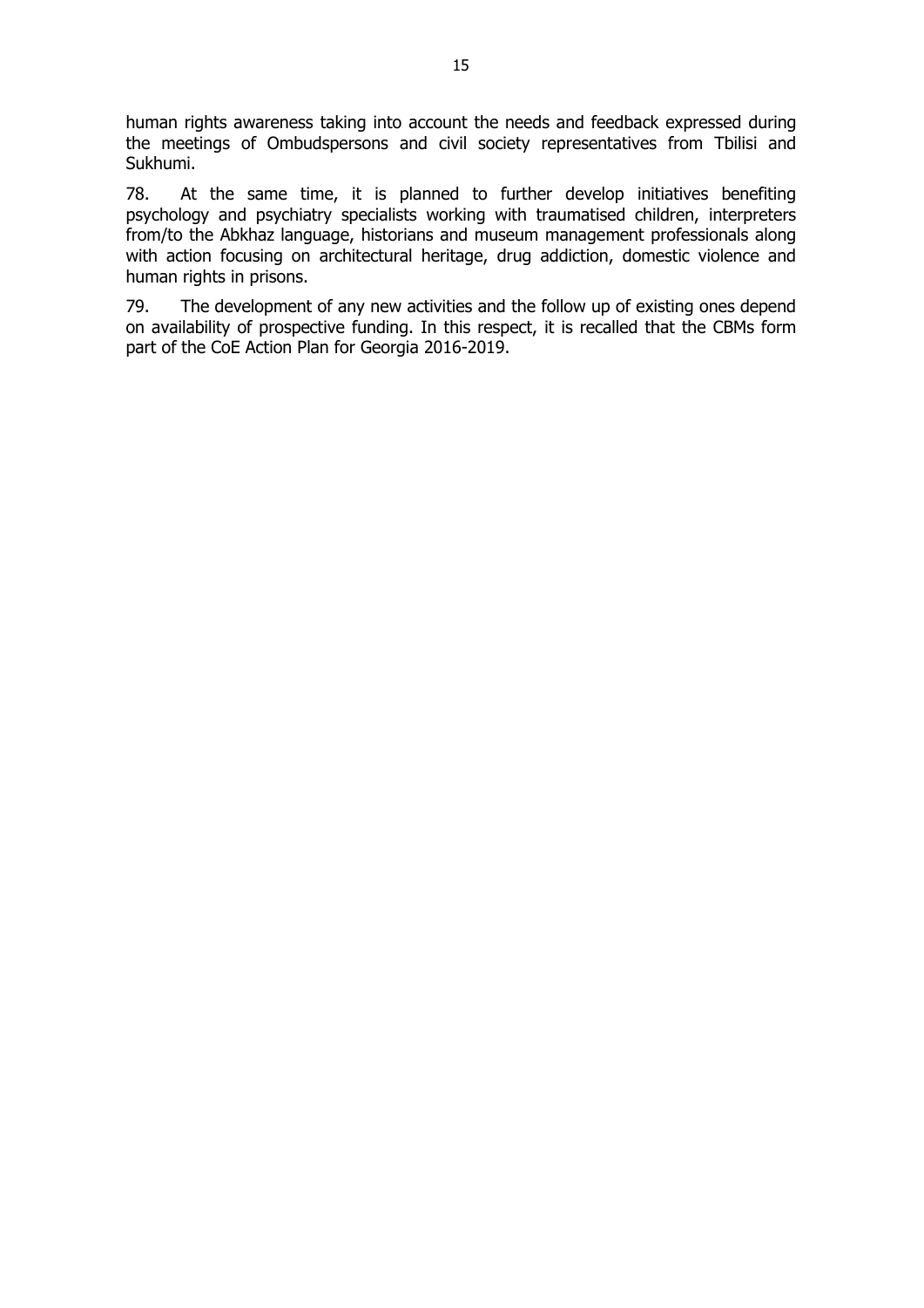human rights awareness taking into account the needs and feedback expressed during the meetings of Ombudspersons and civil society representatives from Tbilisi and Sukhumi.

78. At the same time, it is planned to further develop initiatives benefiting psychology and psychiatry specialists working with traumatised children, interpreters from/to the Abkhaz language, historians and museum management professionals along with action focusing on architectural heritage, drug addiction, domestic violence and human rights in prisons.

79. The development of any new activities and the follow up of existing ones depend on availability of prospective funding. In this respect, it is recalled that the CBMs form part of the CoE Action Plan for Georgia 2016-2019.